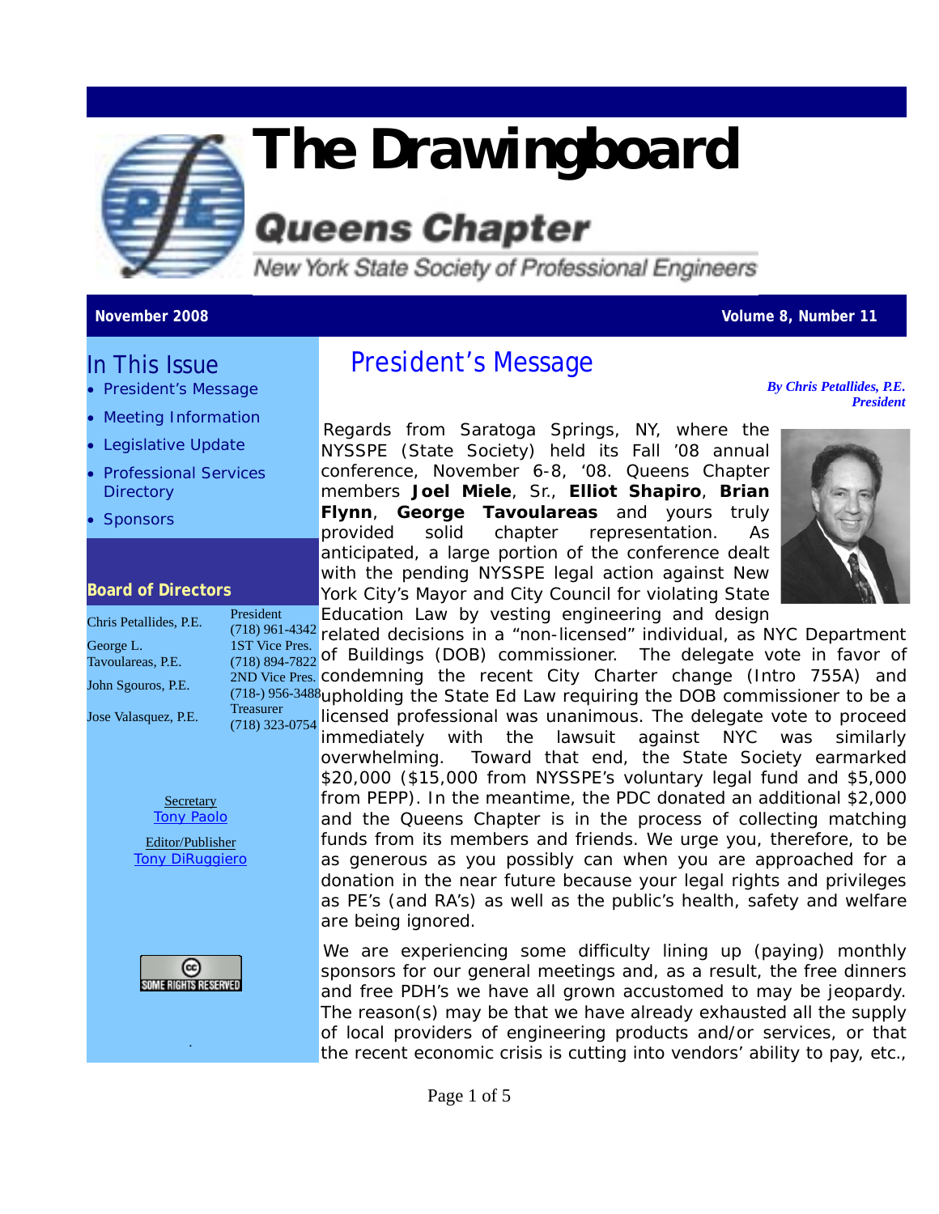# The Drawingboard

## Queens Chapter

New York State Society of Professional Engineers

**November 2008** **Volume 8, Number 11**

## In This Issue

- President's Message
- Meeting Information
- Legislative Update
- Professional Services Directory
- Sponsors

### Board of Directors

| | |
|---|---|
| Chris Petallides, P.E. | President (718) 961-4342 |
| George L. Tavoulareas, P.E. | 1ST Vice Pres. (718) 894-7822 |
| John Sgouros, P.E. | 2ND Vice Pres. (718-) 956-3488 |
| Jose Valasquez, P.E. | Treasurer (718) 323-0754 |

Secretary
Tony Paolo

Editor/Publisher
Tony DiRuggiero

SOME RIGHTS RESERVED

## President's Message

***By Chris Petallides, P.E. President***

Regards from Saratoga Springs, NY, where the NYSSPE (State Society) held its Fall '08 annual conference, November 6-8, '08. Queens Chapter members **Joel Miele**, Sr., **Elliot Shapiro**, **Brian Flynn**, **George Tavoulareas** and yours truly provided solid chapter representation. As anticipated, a large portion of the conference dealt with the pending NYSSPE legal action against New York City's Mayor and City Council for violating State Education Law by vesting engineering and design related decisions in a "non-licensed" individual, as NYC Department of Buildings (DOB) commissioner. The delegate vote in favor of condemning the recent City Charter change (Intro 755A) and upholding the State Ed Law requiring the DOB commissioner to be a licensed professional was unanimous. The delegate vote to proceed immediately with the lawsuit against NYC was similarly overwhelming. Toward that end, the State Society earmarked $20,000 ($15,000 from NYSSPE's voluntary legal fund and $5,000 from PEPP). In the meantime, the PDC donated an additional $2,000 and the Queens Chapter is in the process of collecting matching funds from its members and friends. We urge you, therefore, to be as generous as you possibly can when you are approached for a donation in the near future because your legal rights and privileges as PE's (and RA's) as well as the public's health, safety and welfare are being ignored.

We are experiencing some difficulty lining up (paying) monthly sponsors for our general meetings and, as a result, the free dinners and free PDH's we have all grown accustomed to may be jeopardy. The reason(s) may be that we have already exhausted all the supply of local providers of engineering products and/or services, or that the recent economic crisis is cutting into vendors' ability to pay, etc.,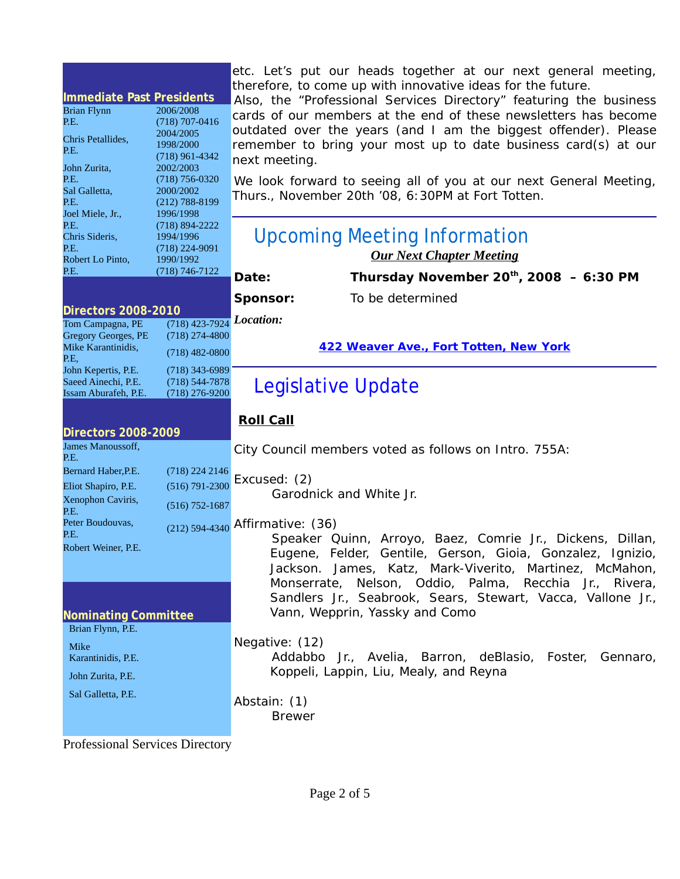## Immediate Past Presidents

| Name | Term / Phone |
|---|---|
| Brian Flynn P.E. | 2006/2008 (718) 707-0416 |
| Chris Petallides, P.E. | 2004/2005 1998/2000 (718) 961-4342 |
| John Zurita, P.E. | 2002/2003 (718) 756-0320 |
| Sal Galletta, P.E. | 2000/2002 (212) 788-8199 |
| Joel Miele, Jr., P.E. | 1996/1998 (718) 894-2222 |
| Chris Sideris, P.E. | 1994/1996 (718) 224-9091 |
| Robert Lo Pinto, P.E. | 1990/1992 (718) 746-7122 |

## Directors 2008-2010

| Name | Phone |
|---|---|
| Tom Campagna, PE | (718) 423-7924 |
| Gregory Georges, PE | (718) 274-4800 |
| Mike Karantinidis, P.E, | (718) 482-0800 |
| John Kepertis, P.E. | (718) 343-6989 |
| Saeed Ainechi, P.E. | (718) 544-7878 |
| Issam Aburafeh, P.E. | (718) 276-9200 |

## Directors 2008-2009

| Name | Phone |
|---|---|
| James Manoussoff, P.E. | |
| Bernard Haber,P.E. | (718) 224 2146 |
| Eliot Shapiro, P.E. | (516) 791-2300 |
| Xenophon Caviris, P.E. | (516) 752-1687 |
| Peter Boudouvas, P.E. | (212) 594-4340 |
| Robert Weiner, P.E. | |

## Nominating Committee

Brian Flynn, P.E.

Mike Karantinidis, P.E.

John Zurita, P.E.

Sal Galletta, P.E.

Professional Services Directory

etc. Let's put our heads together at our next general meeting, therefore, to come up with innovative ideas for the future.
Also, the "Professional Services Directory" featuring the business cards of our members at the end of these newsletters has become outdated over the years (and I am the biggest offender). Please remember to bring your most up to date business card(s) at our next meeting.

We look forward to seeing all of you at our next General Meeting, Thurs., November 20th '08, 6:30PM at Fort Totten.

## Upcoming Meeting Information

***Our Next Chapter Meeting***

**Date:** **Thursday November 20th, 2008 – 6:30 PM**

**Sponsor:** To be determined

***Location:***

**422 Weaver Ave., Fort Totten, New York**

## Legislative Update

**Roll Call**

City Council members voted as follows on Intro. 755A:

Excused: (2)
Garodnick and White Jr.

Affirmative: (36)
Speaker Quinn, Arroyo, Baez, Comrie Jr., Dickens, Dillan, Eugene, Felder, Gentile, Gerson, Gioia, Gonzalez, Ignizio, Jackson. James, Katz, Mark-Viverito, Martinez, McMahon, Monserrate, Nelson, Oddio, Palma, Recchia Jr., Rivera, Sandlers Jr., Seabrook, Sears, Stewart, Vacca, Vallone Jr., Vann, Wepprin, Yassky and Como

Negative: (12)
Addabbo Jr., Avelia, Barron, deBlasio, Foster, Gennaro, Koppeli, Lappin, Liu, Mealy, and Reyna

Abstain: (1)
Brewer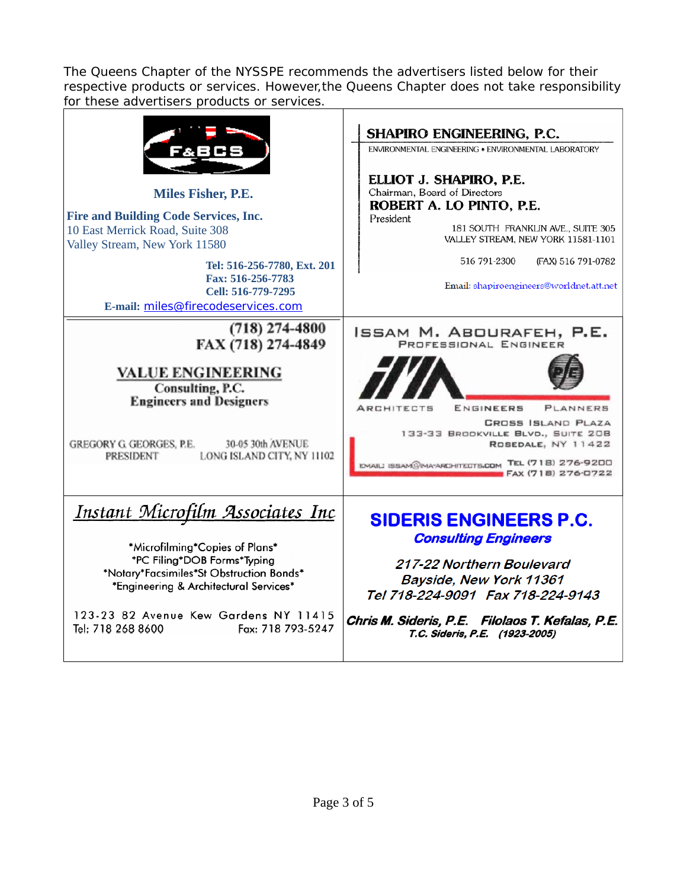The Queens Chapter of the NYSSPE recommends the advertisers listed below for their respective products or services. However,the Queens Chapter does not take responsibility for these advertisers products or services.

F&BCS

**Miles Fisher, P.E.**

**Fire and Building Code Services, Inc.**
10 East Merrick Road, Suite 308
Valley Stream, New York 11580

**Tel: 516-256-7780, Ext. 201**
**Fax: 516-256-7783**
**Cell: 516-779-7295**
**E-mail:** miles@firecodeservices.com

---

**SHAPIRO ENGINEERING, P.C.**
ENVIRONMENTAL ENGINEERING • ENVIRONMENTAL LABORATORY

**ELLIOT J. SHAPIRO, P.E.**
Chairman, Board of Directors
**ROBERT A. LO PINTO, P.E.**
President

181 SOUTH FRANKLIN AVE., SUITE 305
VALLEY STREAM, NEW YORK 11581-1101

516 791-2300 (FAX) 516 791-0782

Email: shapiroengineers@worldnet.att.net

---

**(718) 274-4800**
**FAX (718) 274-4849**

**VALUE ENGINEERING**
**Consulting, P.C.**
**Engineers and Designers**

GREGORY G. GEORGES, P.E.
PRESIDENT

30-05 30th AVENUE
LONG ISLAND CITY, NY 11102

---

**ISSAM M. ABOURAFEH, P.E.**
PROFESSIONAL ENGINEER

IMA

ARCHITECTS ENGINEERS PLANNERS

CROSS ISLAND PLAZA
133-33 BROOKVILLE BLVD., SUITE 208
ROSEDALE, NY 11422

EMAIL: ISSAM@IMA-ARCHITECTS.COM
TEL (718) 276-9200
FAX (718) 276-0722

---

*Instant Microfilm Associates Inc*

*Microfilming*Copies of Plans*
*PC Filing*DOB Forms*Typing
*Notary*Facsimiles*St Obstruction Bonds*
*Engineering & Architectural Services*

123-23 82 Avenue Kew Gardens NY 11415
Tel: 718 268 8600 Fax: 718 793-5247

---

**SIDERIS ENGINEERS P.C.**
***Consulting Engineers***

*217-22 Northern Boulevard*
*Bayside, New York 11361*
*Tel 718-224-9091 Fax 718-224-9143*

***Chris M. Sideris, P.E. Filolaos T. Kefalas, P.E.***
***T.C. Sideris, P.E. (1923-2005)***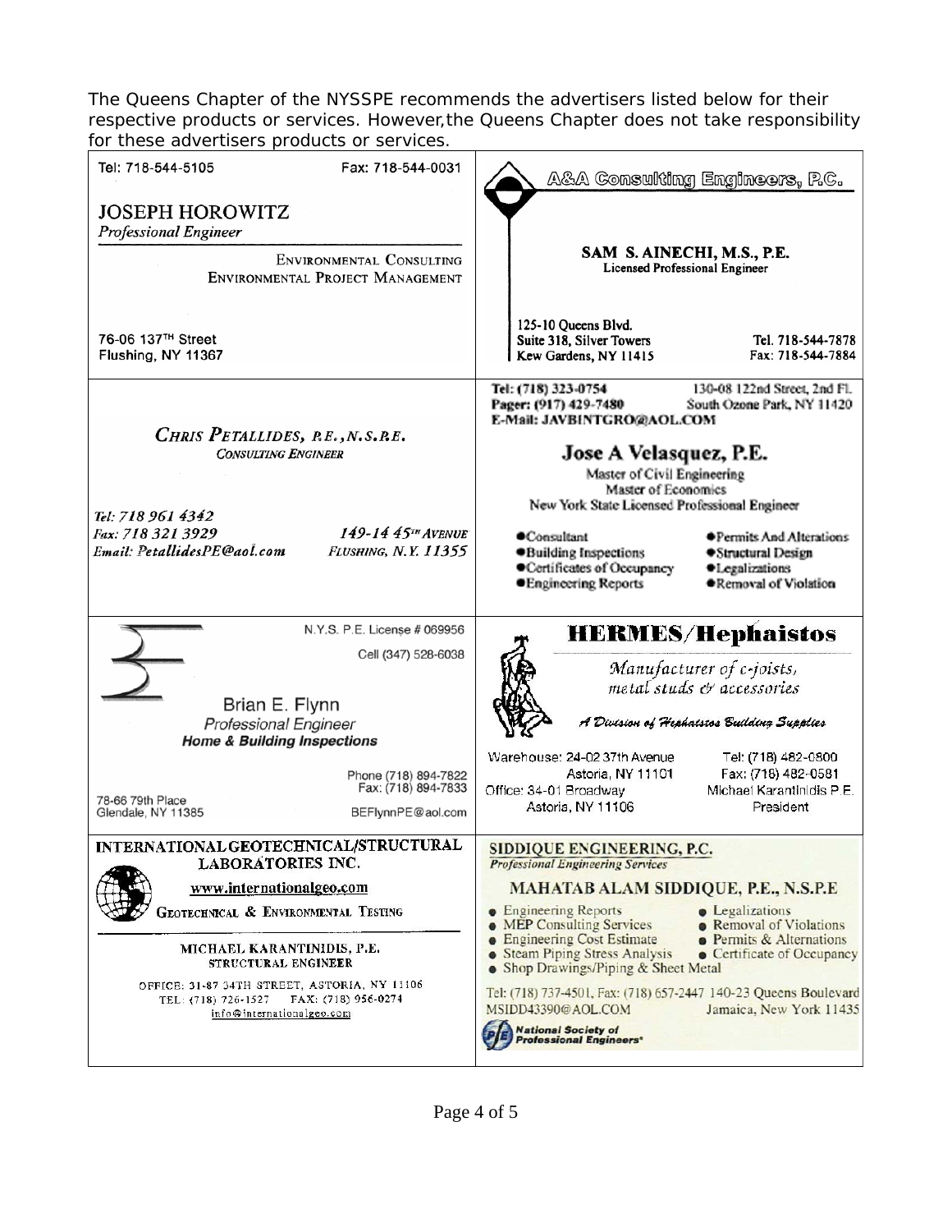The Queens Chapter of the NYSSPE recommends the advertisers listed below for their respective products or services. However,the Queens Chapter does not take responsibility for these advertisers products or services.

---

Tel: 718-544-5105 Fax: 718-544-0031

**JOSEPH HOROWITZ**
*Professional Engineer*

ENVIRONMENTAL CONSULTING
ENVIRONMENTAL PROJECT MANAGEMENT

76-06 137TH Street
Flushing, NY 11367

---

**A&A Consulting Engineers, P.C.**

**SAM S. AINECHI, M.S., P.E.**
Licensed Professional Engineer

125-10 Queens Blvd.
Suite 318, Silver Towers
Kew Gardens, NY 11415

Tel. 718-544-7878
Fax: 718-544-7884

---

***CHRIS PETALLIDES, P.E., N.S.P.E.***
*CONSULTING ENGINEER*

*Tel: 718 961 4342*
*Fax: 718 321 3929*
*Email: PetallidesPE@aol.com*

*149-14 45TH AVENUE*
*FLUSHING, N.Y. 11355*

---

Tel: (718) 323-0754
Pager: (917) 429-7480
E-Mail: JAVBINTGRO@AOL.COM

130-08 122nd Street, 2nd Fl.
South Ozone Park, NY 11420

**Jose A Velasquez, P.E.**
Master of Civil Engineering
Master of Economics
New York State Licensed Professional Engineer

- Consultant
- Building Inspections
- Certificates of Occupancy
- Engineering Reports
- Permits And Alterations
- Structural Design
- Legalizations
- Removal of Violation

---

N.Y.S. P.E. License # 069956
Cell (347) 528-6038

Brian E. Flynn
*Professional Engineer*
***Home & Building Inspections***

Phone (718) 894-7822
Fax: (718) 894-7833

78-66 79th Place
Glendale, NY 11385

BEFlynnPE@aol.com

---

**HERMES/Hephaistos**

*Manufacturer of c-joists, metal studs & accessories*

*A Division of Hephaistos Building Supplies*

Warehouse: 24-02 37th Avenue
Astoria, NY 11101
Office: 34-01 Broadway
Astoria, NY 11106

Tel: (718) 482-0800
Fax: (718) 482-0581
Michael Karantinidis P.E.
President

---

**INTERNATIONAL GEOTECHNICAL/STRUCTURAL LABORATORIES INC.**

www.internationalgeo.com

GEOTECHNICAL & ENVIRONMENTAL TESTING

MICHAEL KARANTINIDIS, P.E.
STRUCTURAL ENGINEER

OFFICE: 31-87 34TH STREET, ASTORIA, NY 11106
TEL: (718) 726-1527 FAX: (718) 956-0274
info@internationalgeo.com

---

**SIDDIQUE ENGINEERING, P.C.**
*Professional Engineering Services*

**MAHATAB ALAM SIDDIQUE, P.E., N.S.P.E**

- Engineering Reports
- MEP Consulting Services
- Engineering Cost Estimate
- Steam Piping Stress Analysis
- Shop Drawings/Piping & Sheet Metal
- Legalizations
- Removal of Violations
- Permits & Alternations
- Certificate of Occupancy

Tel: (718) 737-4501, Fax: (718) 657-2447 140-23 Queens Boulevard
MSIDD43390@AOL.COM Jamaica, New York 11435

National Society of Professional Engineers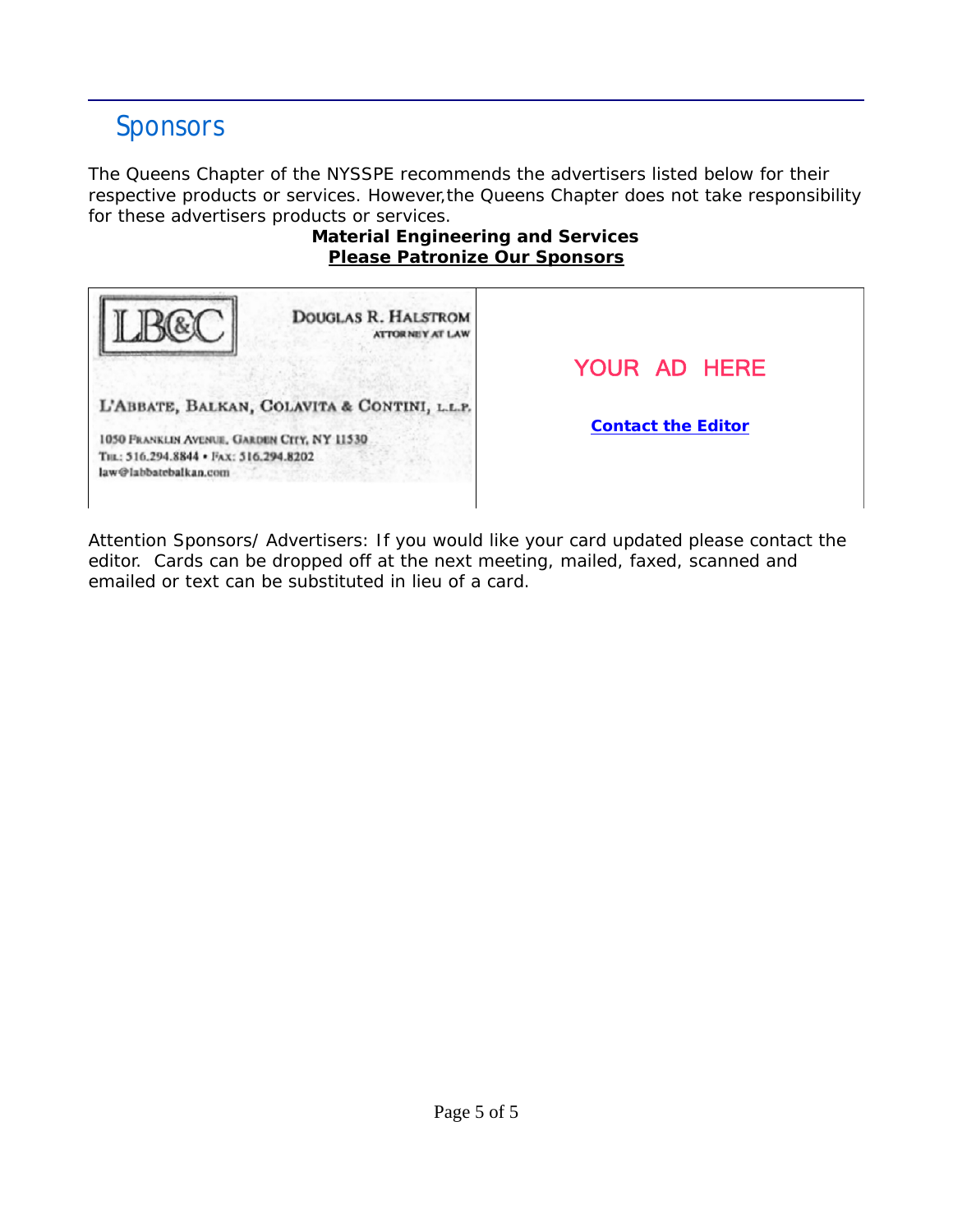## Sponsors

The Queens Chapter of the NYSSPE recommends the advertisers listed below for their respective products or services. However,the Queens Chapter does not take responsibility for these advertisers products or services.

**Material Engineering and Services**

**Please Patronize Our Sponsors**

| | |
|---|---|
| LB&C<br>DOUGLAS R. HALSTROM<br>ATTORNEY AT LAW<br>L'ABBATE, BALKAN, COLAVITA & CONTINI, L.L.P.<br>1050 FRANKLIN AVENUE, GARDEN CITY, NY 11530<br>TEL: 516.294.8844 • FAX: 516.294.8202<br>law@labbatebalkan.com | YOUR AD HERE<br><br>**Contact the Editor** |

Attention Sponsors/ Advertisers: If you would like your card updated please contact the editor. Cards can be dropped off at the next meeting, mailed, faxed, scanned and emailed or text can be substituted in lieu of a card.